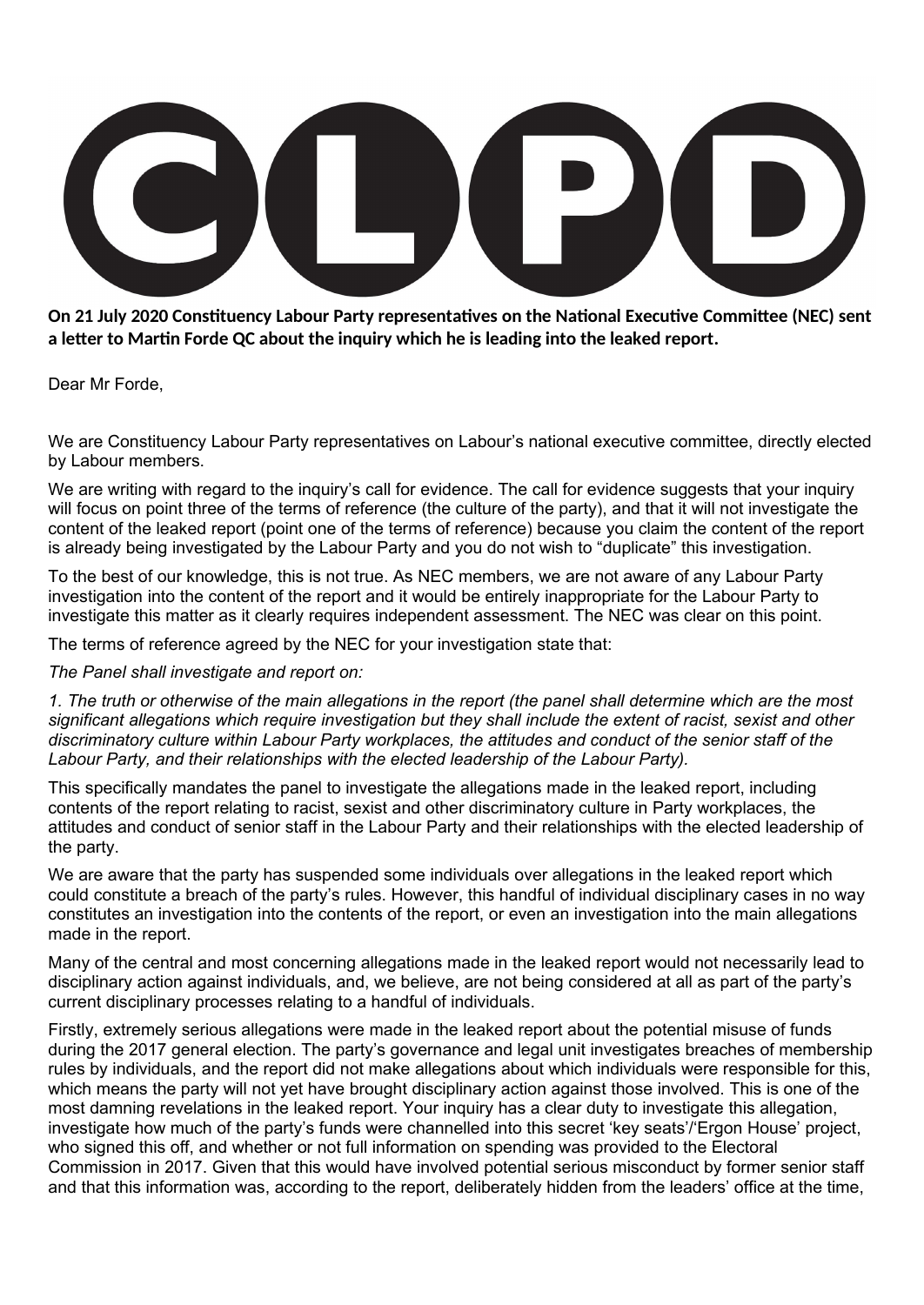# CLPD

**On 21 July 2020 Constituency Labour Party representatives on the National Executive Committee (NEC) sent a letter to Martin Forde QC about the inquiry which he is leading into the leaked report.**

Dear Mr Forde,

We are Constituency Labour Party representatives on Labour's national executive committee, directly elected by Labour members.

We are writing with regard to the inquiry's call for evidence. The call for evidence suggests that your inquiry will focus on point three of the terms of reference (the culture of the party), and that it will not investigate the content of the leaked report (point one of the terms of reference) because you claim the content of the report is already being investigated by the Labour Party and you do not wish to "duplicate" this investigation.

To the best of our knowledge, this is not true. As NEC members, we are not aware of any Labour Party investigation into the content of the report and it would be entirely inappropriate for the Labour Party to investigate this matter as it clearly requires independent assessment. The NEC was clear on this point.

The terms of reference agreed by the NEC for your investigation state that:

*The Panel shall investigate and report on:*

*1. The truth or otherwise of the main allegations in the report (the panel shall determine which are the most significant allegations which require investigation but they shall include the extent of racist, sexist and other discriminatory culture within Labour Party workplaces, the attitudes and conduct of the senior staff of the Labour Party, and their relationships with the elected leadership of the Labour Party).*

This specifically mandates the panel to investigate the allegations made in the leaked report, including contents of the report relating to racist, sexist and other discriminatory culture in Party workplaces, the attitudes and conduct of senior staff in the Labour Party and their relationships with the elected leadership of the party.

We are aware that the party has suspended some individuals over allegations in the leaked report which could constitute a breach of the party's rules. However, this handful of individual disciplinary cases in no way constitutes an investigation into the contents of the report, or even an investigation into the main allegations made in the report.

Many of the central and most concerning allegations made in the leaked report would not necessarily lead to disciplinary action against individuals, and, we believe, are not being considered at all as part of the party's current disciplinary processes relating to a handful of individuals.

Firstly, extremely serious allegations were made in the leaked report about the potential misuse of funds during the 2017 general election. The party's governance and legal unit investigates breaches of membership rules by individuals, and the report did not make allegations about which individuals were responsible for this, which means the party will not yet have brought disciplinary action against those involved. This is one of the most damning revelations in the leaked report. Your inquiry has a clear duty to investigate this allegation, investigate how much of the party's funds were channelled into this secret 'key seats'/'Ergon House' project, who signed this off, and whether or not full information on spending was provided to the Electoral Commission in 2017. Given that this would have involved potential serious misconduct by former senior staff and that this information was, according to the report, deliberately hidden from the leaders' office at the time,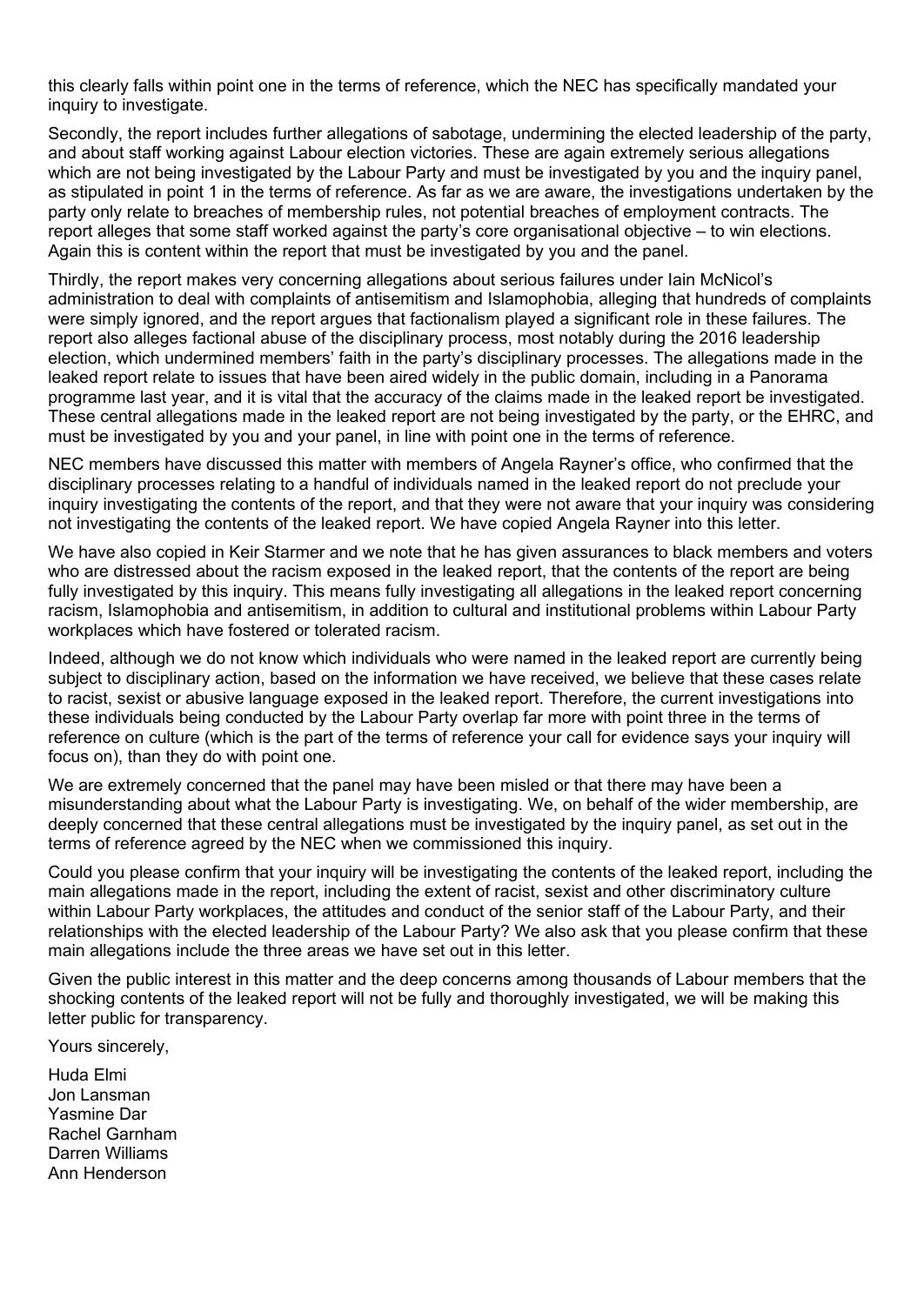this clearly falls within point one in the terms of reference, which the NEC has specifically mandated your inquiry to investigate.

Secondly, the report includes further allegations of sabotage, undermining the elected leadership of the party, and about staff working against Labour election victories. These are again extremely serious allegations which are not being investigated by the Labour Party and must be investigated by you and the inquiry panel, as stipulated in point 1 in the terms of reference. As far as we are aware, the investigations undertaken by the party only relate to breaches of membership rules, not potential breaches of employment contracts. The report alleges that some staff worked against the party's core organisational objective – to win elections. Again this is content within the report that must be investigated by you and the panel.

Thirdly, the report makes very concerning allegations about serious failures under Iain McNicol's administration to deal with complaints of antisemitism and Islamophobia, alleging that hundreds of complaints were simply ignored, and the report argues that factionalism played a significant role in these failures. The report also alleges factional abuse of the disciplinary process, most notably during the 2016 leadership election, which undermined members' faith in the party's disciplinary processes. The allegations made in the leaked report relate to issues that have been aired widely in the public domain, including in a Panorama programme last year, and it is vital that the accuracy of the claims made in the leaked report be investigated. These central allegations made in the leaked report are not being investigated by the party, or the EHRC, and must be investigated by you and your panel, in line with point one in the terms of reference.

NEC members have discussed this matter with members of Angela Rayner's office, who confirmed that the disciplinary processes relating to a handful of individuals named in the leaked report do not preclude your inquiry investigating the contents of the report, and that they were not aware that your inquiry was considering not investigating the contents of the leaked report. We have copied Angela Rayner into this letter.

We have also copied in Keir Starmer and we note that he has given assurances to black members and voters who are distressed about the racism exposed in the leaked report, that the contents of the report are being fully investigated by this inquiry. This means fully investigating all allegations in the leaked report concerning racism, Islamophobia and antisemitism, in addition to cultural and institutional problems within Labour Party workplaces which have fostered or tolerated racism.

Indeed, although we do not know which individuals who were named in the leaked report are currently being subject to disciplinary action, based on the information we have received, we believe that these cases relate to racist, sexist or abusive language exposed in the leaked report. Therefore, the current investigations into these individuals being conducted by the Labour Party overlap far more with point three in the terms of reference on culture (which is the part of the terms of reference your call for evidence says your inquiry will focus on), than they do with point one.

We are extremely concerned that the panel may have been misled or that there may have been a misunderstanding about what the Labour Party is investigating. We, on behalf of the wider membership, are deeply concerned that these central allegations must be investigated by the inquiry panel, as set out in the terms of reference agreed by the NEC when we commissioned this inquiry.

Could you please confirm that your inquiry will be investigating the contents of the leaked report, including the main allegations made in the report, including the extent of racist, sexist and other discriminatory culture within Labour Party workplaces, the attitudes and conduct of the senior staff of the Labour Party, and their relationships with the elected leadership of the Labour Party? We also ask that you please confirm that these main allegations include the three areas we have set out in this letter.

Given the public interest in this matter and the deep concerns among thousands of Labour members that the shocking contents of the leaked report will not be fully and thoroughly investigated, we will be making this letter public for transparency.

Yours sincerely,

Huda Elmi
Jon Lansman
Yasmine Dar
Rachel Garnham
Darren Williams
Ann Henderson